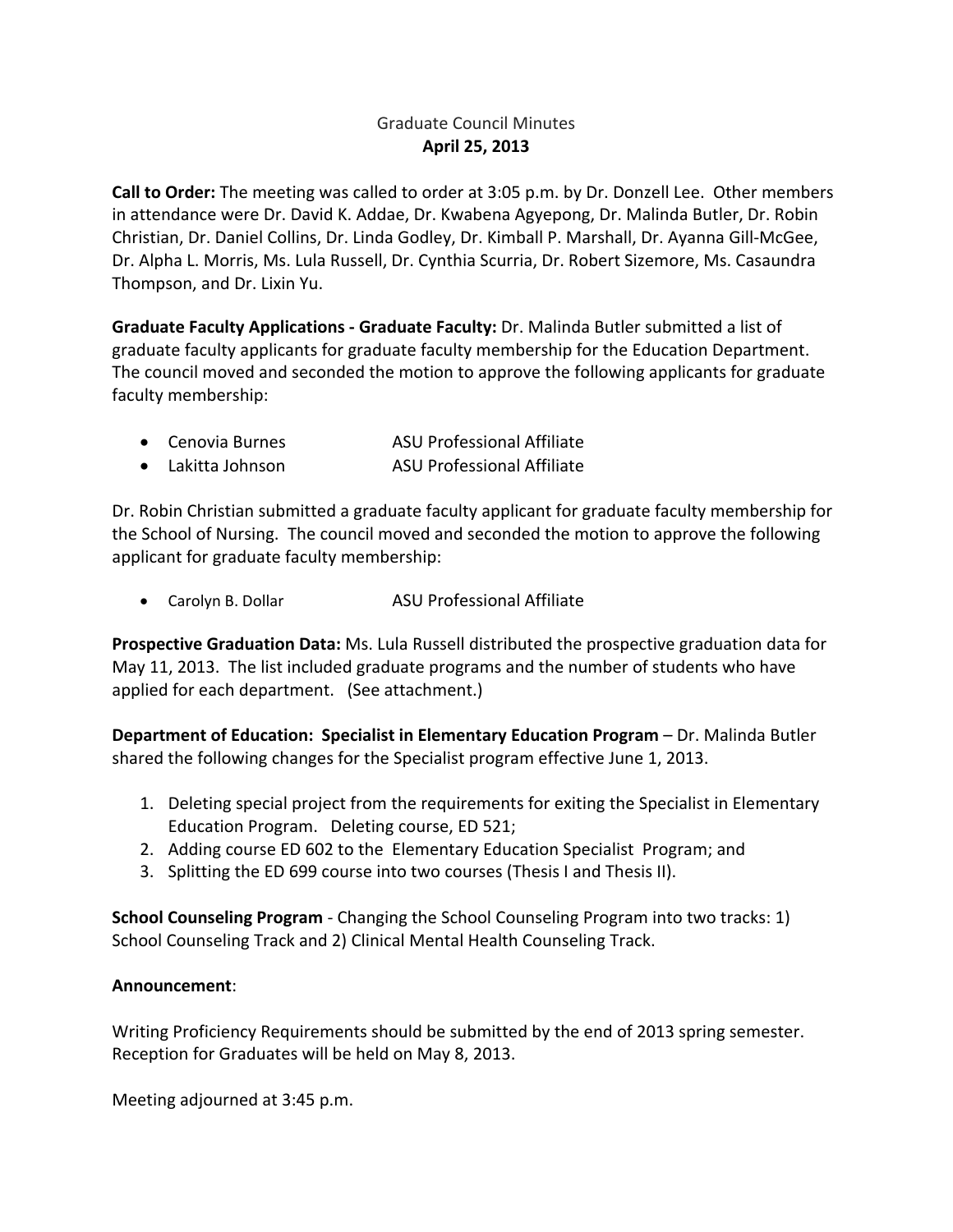Graduate Council Minutes

**April 25, 2013**

**Call to Order:** The meeting was called to order at 3:05 p.m. by Dr. Donzell Lee. Other members in attendance were Dr. David K. Addae, Dr. Kwabena Agyepong, Dr. Malinda Butler, Dr. Robin Christian, Dr. Daniel Collins, Dr. Linda Godley, Dr. Kimball P. Marshall, Dr. Ayanna Gill-McGee, Dr. Alpha L. Morris, Ms. Lula Russell, Dr. Cynthia Scurria, Dr. Robert Sizemore, Ms. Casaundra Thompson, and Dr. Lixin Yu.

**Graduate Faculty Applications - Graduate Faculty:** Dr. Malinda Butler submitted a list of graduate faculty applicants for graduate faculty membership for the Education Department. The council moved and seconded the motion to approve the following applicants for graduate faculty membership:

- Cenovia Burnes ASU Professional Affiliate
- Lakitta Johnson ASU Professional Affiliate

Dr. Robin Christian submitted a graduate faculty applicant for graduate faculty membership for the School of Nursing. The council moved and seconded the motion to approve the following applicant for graduate faculty membership:

- Carolyn B. Dollar ASU Professional Affiliate

**Prospective Graduation Data:** Ms. Lula Russell distributed the prospective graduation data for May 11, 2013. The list included graduate programs and the number of students who have applied for each department. (See attachment.)

**Department of Education: Specialist in Elementary Education Program** – Dr. Malinda Butler shared the following changes for the Specialist program effective June 1, 2013.

1. Deleting special project from the requirements for exiting the Specialist in Elementary Education Program. Deleting course, ED 521;
2. Adding course ED 602 to the Elementary Education Specialist Program; and
3. Splitting the ED 699 course into two courses (Thesis I and Thesis II).

**School Counseling Program** - Changing the School Counseling Program into two tracks: 1) School Counseling Track and 2) Clinical Mental Health Counseling Track.

**Announcement**:

Writing Proficiency Requirements should be submitted by the end of 2013 spring semester. Reception for Graduates will be held on May 8, 2013.

Meeting adjourned at 3:45 p.m.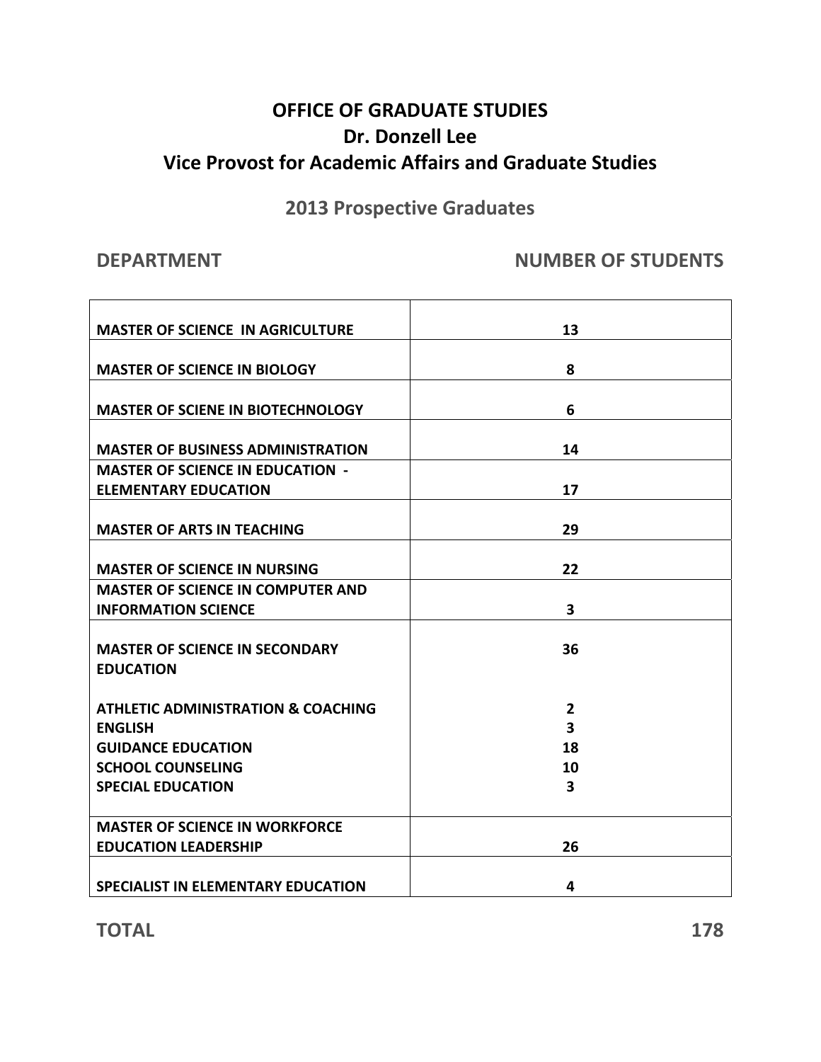# OFFICE OF GRADUATE STUDIES

## Dr. Donzell Lee

## Vice Provost for Academic Affairs and Graduate Studies

### 2013 Prospective Graduates

| DEPARTMENT | NUMBER OF STUDENTS |
|---|---|
| MASTER OF SCIENCE IN AGRICULTURE | 13 |
| MASTER OF SCIENCE IN BIOLOGY | 8 |
| MASTER OF SCIENE IN BIOTECHNOLOGY | 6 |
| MASTER OF BUSINESS ADMINISTRATION | 14 |
| MASTER OF SCIENCE IN EDUCATION - ELEMENTARY EDUCATION | 17 |
| MASTER OF ARTS IN TEACHING | 29 |
| MASTER OF SCIENCE IN NURSING | 22 |
| MASTER OF SCIENCE IN COMPUTER AND INFORMATION SCIENCE | 3 |
| MASTER OF SCIENCE IN SECONDARY EDUCATION | 36 |
| ATHLETIC ADMINISTRATION & COACHING | 2 |
| ENGLISH | 3 |
| GUIDANCE EDUCATION | 18 |
| SCHOOL COUNSELING | 10 |
| SPECIAL EDUCATION | 3 |
| MASTER OF SCIENCE IN WORKFORCE EDUCATION LEADERSHIP | 26 |
| SPECIALIST IN ELEMENTARY EDUCATION | 4 |
| **TOTAL** | **178** |